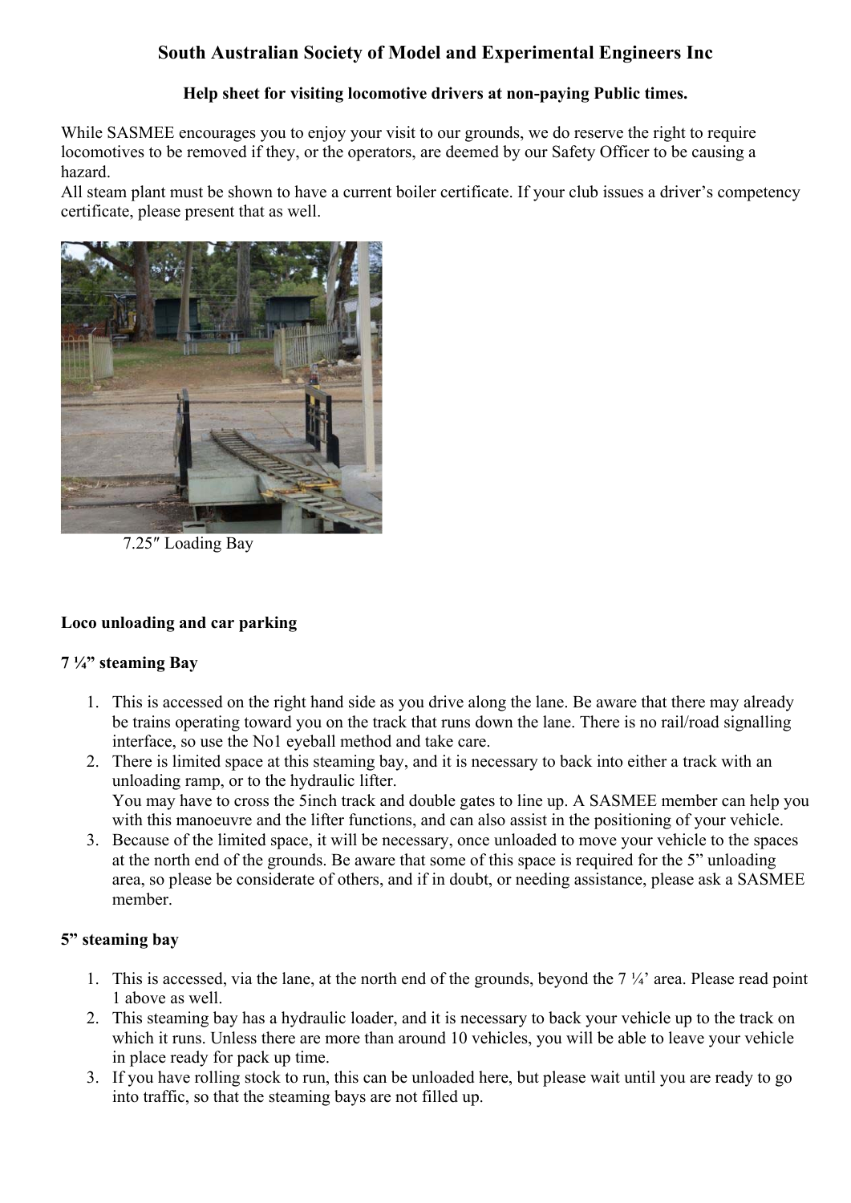# South Australian Society of Model and Experimental Engineers Inc

**Help sheet for visiting locomotive drivers at non-paying Public times.**

While SASMEE encourages you to enjoy your visit to our grounds, we do reserve the right to require locomotives to be removed if they, or the operators, are deemed by our Safety Officer to be causing a hazard.
All steam plant must be shown to have a current boiler certificate. If your club issues a driver's competency certificate, please present that as well.

7.25″ Loading Bay

### Loco unloading and car parking

#### 7 ¼" steaming Bay

1. This is accessed on the right hand side as you drive along the lane. Be aware that there may already be trains operating toward you on the track that runs down the lane. There is no rail/road signalling interface, so use the No1 eyeball method and take care.
2. There is limited space at this steaming bay, and it is necessary to back into either a track with an unloading ramp, or to the hydraulic lifter.
   You may have to cross the 5inch track and double gates to line up. A SASMEE member can help you with this manoeuvre and the lifter functions, and can also assist in the positioning of your vehicle.
3. Because of the limited space, it will be necessary, once unloaded to move your vehicle to the spaces at the north end of the grounds. Be aware that some of this space is required for the 5" unloading area, so please be considerate of others, and if in doubt, or needing assistance, please ask a SASMEE member.

#### 5" steaming bay

1. This is accessed, via the lane, at the north end of the grounds, beyond the 7 ¼' area. Please read point 1 above as well.
2. This steaming bay has a hydraulic loader, and it is necessary to back your vehicle up to the track on which it runs. Unless there are more than around 10 vehicles, you will be able to leave your vehicle in place ready for pack up time.
3. If you have rolling stock to run, this can be unloaded here, but please wait until you are ready to go into traffic, so that the steaming bays are not filled up.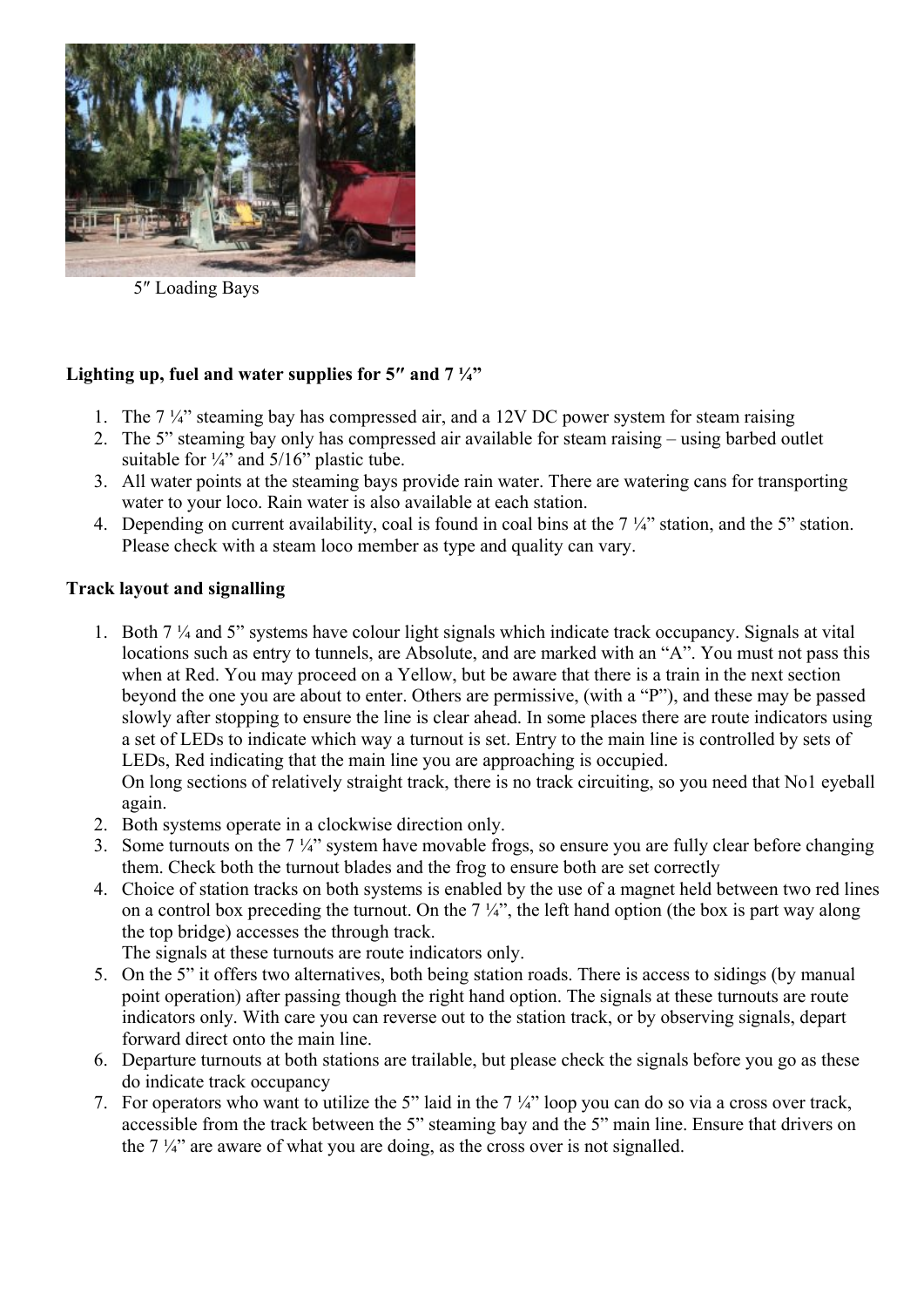5″ Loading Bays

**Lighting up, fuel and water supplies for 5″ and 7 ¼"**

1. The 7 ¼" steaming bay has compressed air, and a 12V DC power system for steam raising
2. The 5" steaming bay only has compressed air available for steam raising – using barbed outlet suitable for ¼" and 5/16" plastic tube.
3. All water points at the steaming bays provide rain water. There are watering cans for transporting water to your loco. Rain water is also available at each station.
4. Depending on current availability, coal is found in coal bins at the 7 ¼" station, and the 5" station. Please check with a steam loco member as type and quality can vary.

**Track layout and signalling**

1. Both 7 ¼ and 5" systems have colour light signals which indicate track occupancy. Signals at vital locations such as entry to tunnels, are Absolute, and are marked with an "A". You must not pass this when at Red. You may proceed on a Yellow, but be aware that there is a train in the next section beyond the one you are about to enter. Others are permissive, (with a "P"), and these may be passed slowly after stopping to ensure the line is clear ahead. In some places there are route indicators using a set of LEDs to indicate which way a turnout is set. Entry to the main line is controlled by sets of LEDs, Red indicating that the main line you are approaching is occupied.
   On long sections of relatively straight track, there is no track circuiting, so you need that No1 eyeball again.
2. Both systems operate in a clockwise direction only.
3. Some turnouts on the 7 ¼" system have movable frogs, so ensure you are fully clear before changing them. Check both the turnout blades and the frog to ensure both are set correctly
4. Choice of station tracks on both systems is enabled by the use of a magnet held between two red lines on a control box preceding the turnout. On the 7 ¼", the left hand option (the box is part way along the top bridge) accesses the through track.
   The signals at these turnouts are route indicators only.
5. On the 5" it offers two alternatives, both being station roads. There is access to sidings (by manual point operation) after passing though the right hand option. The signals at these turnouts are route indicators only. With care you can reverse out to the station track, or by observing signals, depart forward direct onto the main line.
6. Departure turnouts at both stations are trailable, but please check the signals before you go as these do indicate track occupancy
7. For operators who want to utilize the 5" laid in the 7 ¼" loop you can do so via a cross over track, accessible from the track between the 5" steaming bay and the 5" main line. Ensure that drivers on the 7 ¼" are aware of what you are doing, as the cross over is not signalled.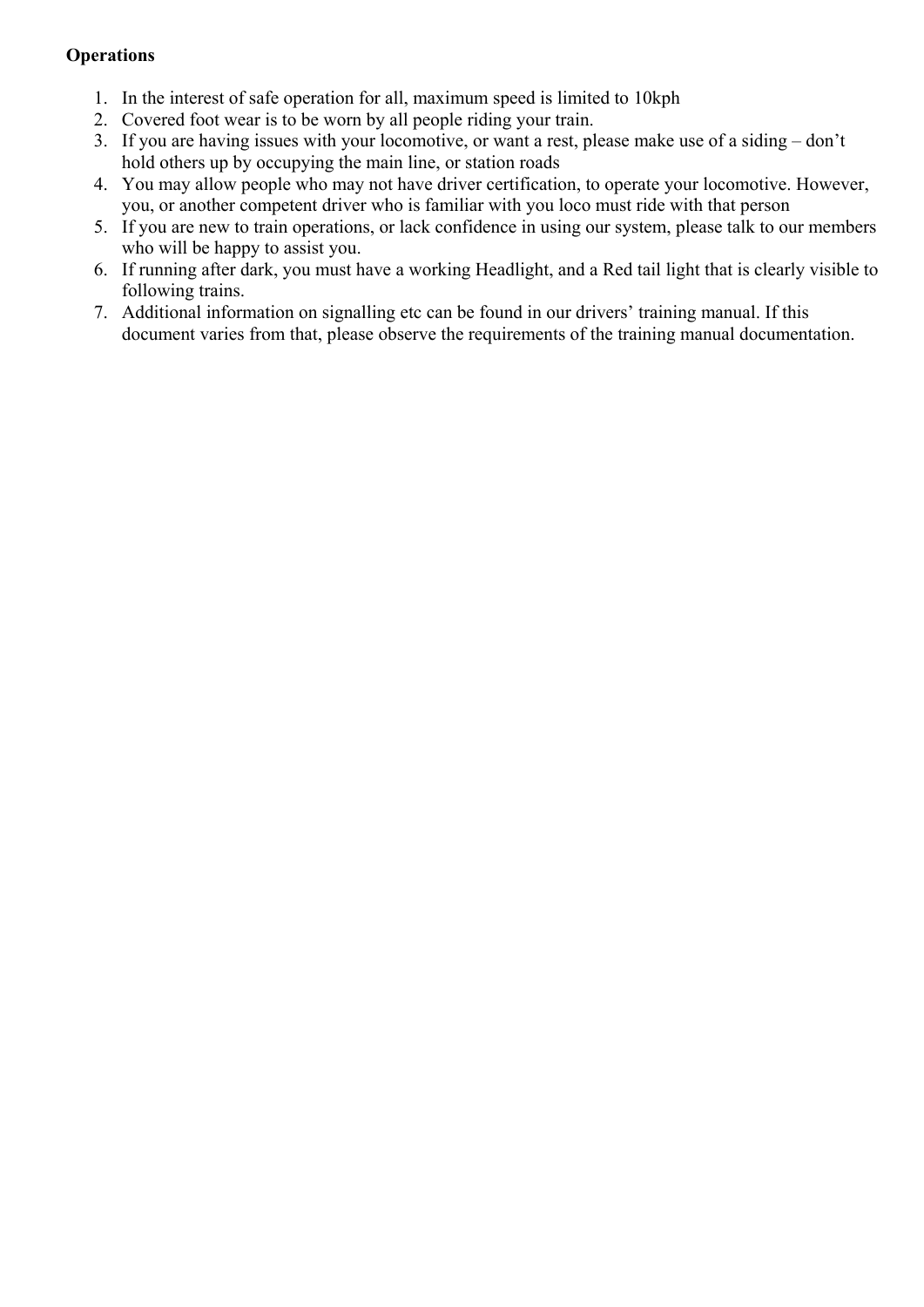**Operations**

1. In the interest of safe operation for all, maximum speed is limited to 10kph
2. Covered foot wear is to be worn by all people riding your train.
3. If you are having issues with your locomotive, or want a rest, please make use of a siding – don't hold others up by occupying the main line, or station roads
4. You may allow people who may not have driver certification, to operate your locomotive. However, you, or another competent driver who is familiar with you loco must ride with that person
5. If you are new to train operations, or lack confidence in using our system, please talk to our members who will be happy to assist you.
6. If running after dark, you must have a working Headlight, and a Red tail light that is clearly visible to following trains.
7. Additional information on signalling etc can be found in our drivers' training manual. If this document varies from that, please observe the requirements of the training manual documentation.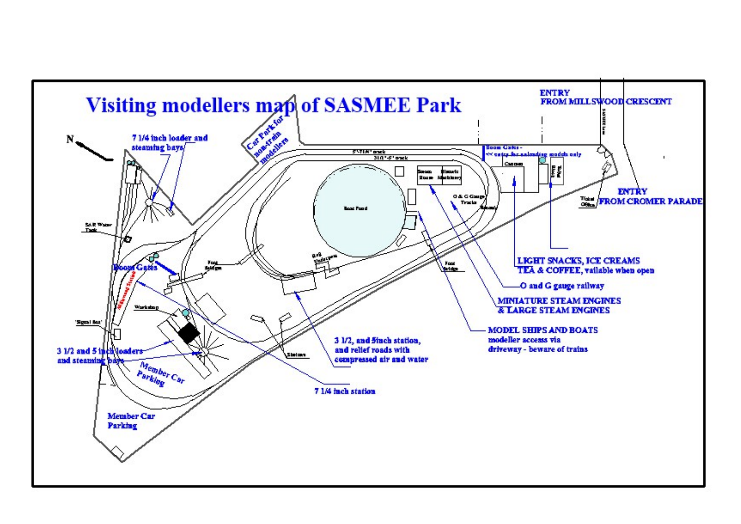# Visiting modellers map of SASMEE Park

N

ENTRY FROM MILLSWOOD CRESCENT

ENTRY FROM CROMER PARADE

Car Park for non-train modellers

7 1/4 inch loader and steaming bays

Boom Gates - entry for unloading models only

5"-7 1/4" track

3 1/2"-5" track

Canteen

Steam Room

Electric Machinery

Boat Pond

O & G Gauge Tracks

Ticket Office

SAR Water Tank

Boom Gates

Foot Bridge

Rail Underpass

Workshop

'Signal Box'

Station

3 1/2 and 5 inch loaders and steaming bays

Member Car Parking

Member Car Parking

LIGHT SNACKS, ICE CREAMS TEA & COFFEE, vailable when open

O and G gauge railway

MINIATURE STEAM ENGINES & LARGE STEAM ENGINES

MODEL SHIPS AND BOATS modeller access via driveway - beware of trains

3 1/2, and 5inch station, and relief roads with compressed air and water

7 1/4 inch station